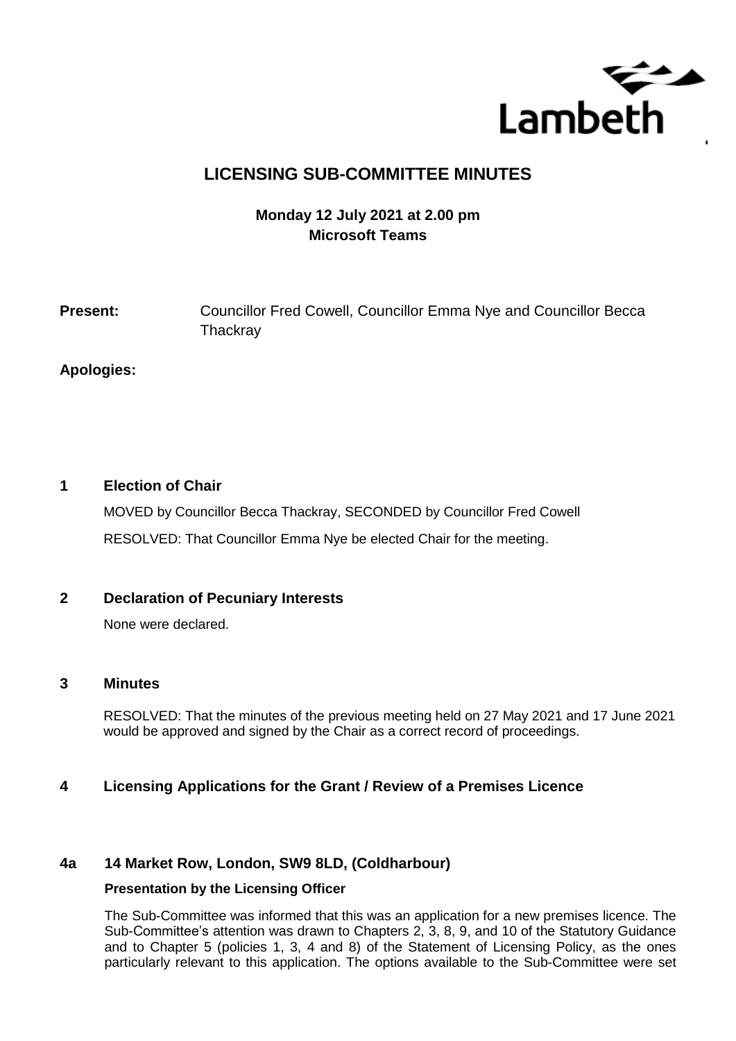Lambeth

# LICENSING SUB-COMMITTEE MINUTES

**Monday 12 July 2021 at 2.00 pm**
**Microsoft Teams**

**Present:** Councillor Fred Cowell, Councillor Emma Nye and Councillor Becca Thackray

**Apologies:**

## 1 Election of Chair

MOVED by Councillor Becca Thackray, SECONDED by Councillor Fred Cowell

RESOLVED: That Councillor Emma Nye be elected Chair for the meeting.

## 2 Declaration of Pecuniary Interests

None were declared.

## 3 Minutes

RESOLVED: That the minutes of the previous meeting held on 27 May 2021 and 17 June 2021 would be approved and signed by the Chair as a correct record of proceedings.

## 4 Licensing Applications for the Grant / Review of a Premises Licence

### 4a 14 Market Row, London, SW9 8LD, (Coldharbour)

**Presentation by the Licensing Officer**

The Sub-Committee was informed that this was an application for a new premises licence. The Sub-Committee's attention was drawn to Chapters 2, 3, 8, 9, and 10 of the Statutory Guidance and to Chapter 5 (policies 1, 3, 4 and 8) of the Statement of Licensing Policy, as the ones particularly relevant to this application. The options available to the Sub-Committee were set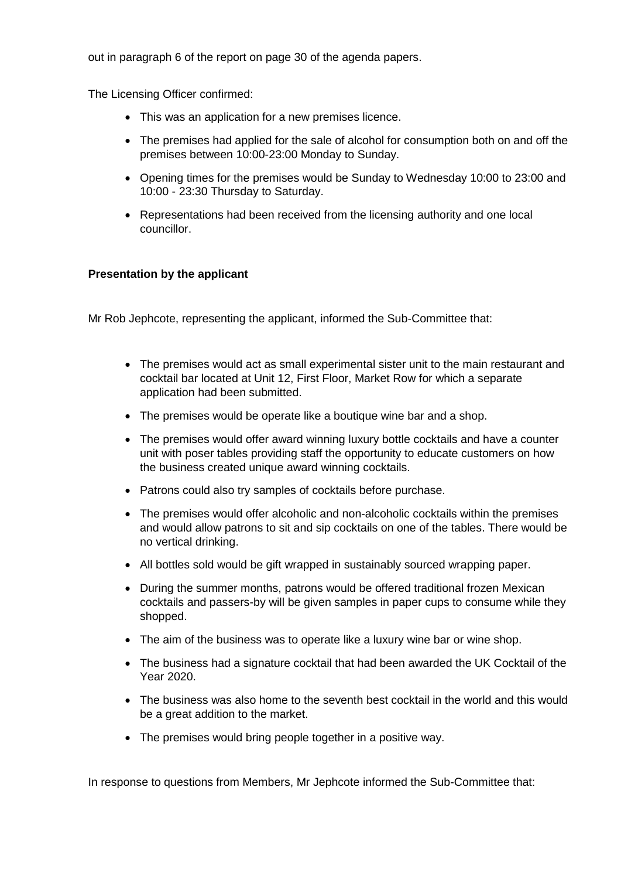out in paragraph 6 of the report on page 30 of the agenda papers.

The Licensing Officer confirmed:

- This was an application for a new premises licence.
- The premises had applied for the sale of alcohol for consumption both on and off the premises between 10:00-23:00 Monday to Sunday.
- Opening times for the premises would be Sunday to Wednesday 10:00 to 23:00 and 10:00 - 23:30 Thursday to Saturday.
- Representations had been received from the licensing authority and one local councillor.

**Presentation by the applicant**

Mr Rob Jephcote, representing the applicant, informed the Sub-Committee that:

- The premises would act as small experimental sister unit to the main restaurant and cocktail bar located at Unit 12, First Floor, Market Row for which a separate application had been submitted.
- The premises would be operate like a boutique wine bar and a shop.
- The premises would offer award winning luxury bottle cocktails and have a counter unit with poser tables providing staff the opportunity to educate customers on how the business created unique award winning cocktails.
- Patrons could also try samples of cocktails before purchase.
- The premises would offer alcoholic and non-alcoholic cocktails within the premises and would allow patrons to sit and sip cocktails on one of the tables. There would be no vertical drinking.
- All bottles sold would be gift wrapped in sustainably sourced wrapping paper.
- During the summer months, patrons would be offered traditional frozen Mexican cocktails and passers-by will be given samples in paper cups to consume while they shopped.
- The aim of the business was to operate like a luxury wine bar or wine shop.
- The business had a signature cocktail that had been awarded the UK Cocktail of the Year 2020.
- The business was also home to the seventh best cocktail in the world and this would be a great addition to the market.
- The premises would bring people together in a positive way.

In response to questions from Members, Mr Jephcote informed the Sub-Committee that: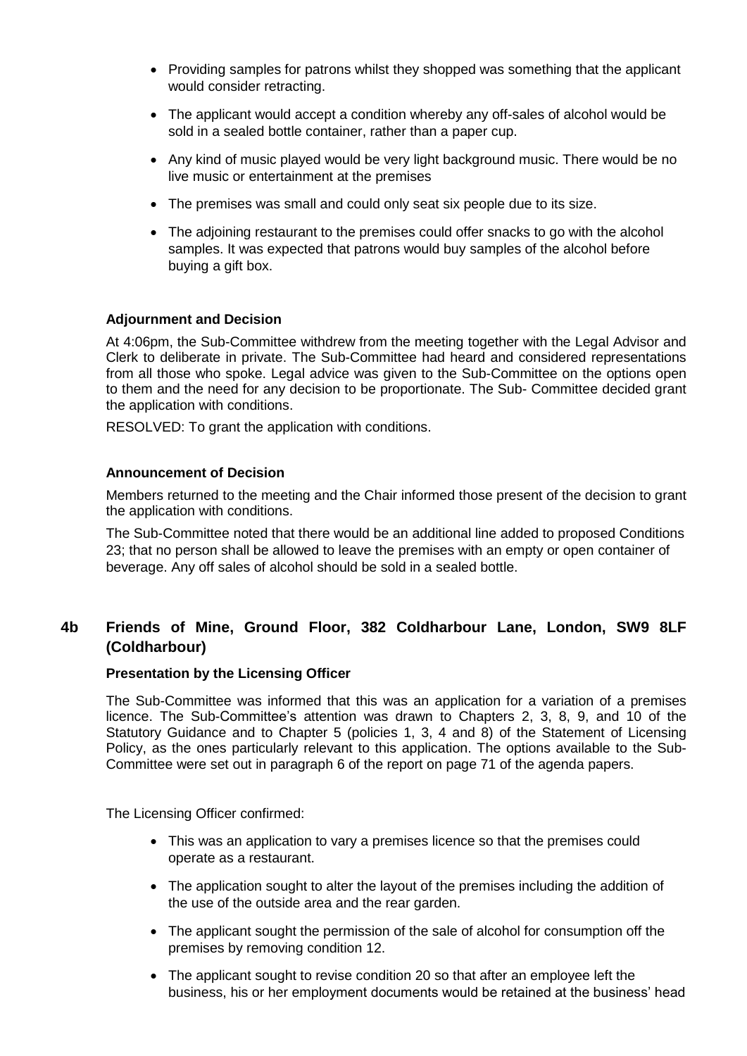- Providing samples for patrons whilst they shopped was something that the applicant would consider retracting.
- The applicant would accept a condition whereby any off-sales of alcohol would be sold in a sealed bottle container, rather than a paper cup.
- Any kind of music played would be very light background music. There would be no live music or entertainment at the premises
- The premises was small and could only seat six people due to its size.
- The adjoining restaurant to the premises could offer snacks to go with the alcohol samples. It was expected that patrons would buy samples of the alcohol before buying a gift box.

**Adjournment and Decision**

At 4:06pm, the Sub-Committee withdrew from the meeting together with the Legal Advisor and Clerk to deliberate in private. The Sub-Committee had heard and considered representations from all those who spoke. Legal advice was given to the Sub-Committee on the options open to them and the need for any decision to be proportionate. The Sub- Committee decided grant the application with conditions.

RESOLVED: To grant the application with conditions.

**Announcement of Decision**

Members returned to the meeting and the Chair informed those present of the decision to grant the application with conditions.

The Sub-Committee noted that there would be an additional line added to proposed Conditions 23; that no person shall be allowed to leave the premises with an empty or open container of beverage. Any off sales of alcohol should be sold in a sealed bottle.

## 4b Friends of Mine, Ground Floor, 382 Coldharbour Lane, London, SW9 8LF (Coldharbour)

**Presentation by the Licensing Officer**

The Sub-Committee was informed that this was an application for a variation of a premises licence. The Sub-Committee's attention was drawn to Chapters 2, 3, 8, 9, and 10 of the Statutory Guidance and to Chapter 5 (policies 1, 3, 4 and 8) of the Statement of Licensing Policy, as the ones particularly relevant to this application. The options available to the Sub-Committee were set out in paragraph 6 of the report on page 71 of the agenda papers.

The Licensing Officer confirmed:

- This was an application to vary a premises licence so that the premises could operate as a restaurant.
- The application sought to alter the layout of the premises including the addition of the use of the outside area and the rear garden.
- The applicant sought the permission of the sale of alcohol for consumption off the premises by removing condition 12.
- The applicant sought to revise condition 20 so that after an employee left the business, his or her employment documents would be retained at the business' head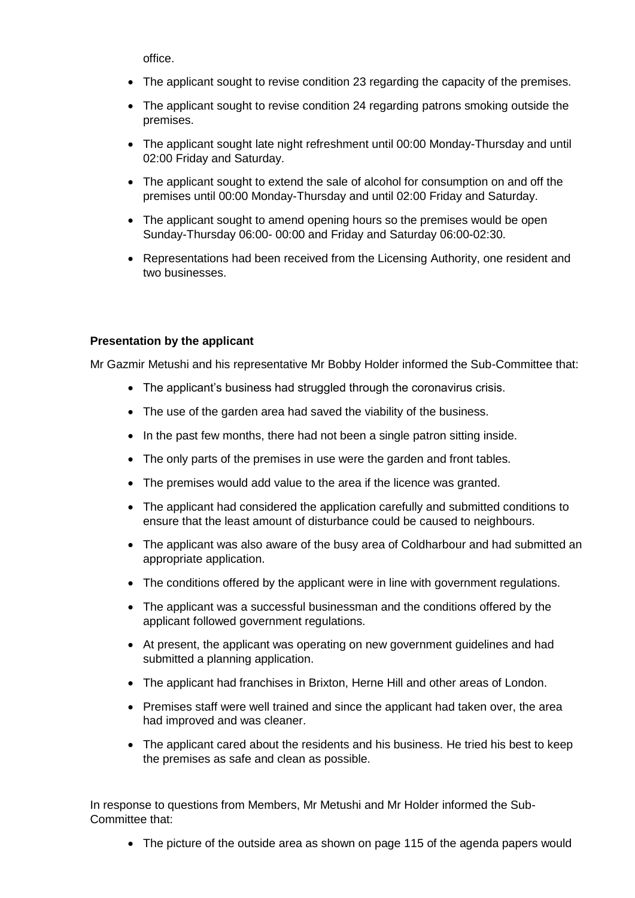office.

- The applicant sought to revise condition 23 regarding the capacity of the premises.
- The applicant sought to revise condition 24 regarding patrons smoking outside the premises.
- The applicant sought late night refreshment until 00:00 Monday-Thursday and until 02:00 Friday and Saturday.
- The applicant sought to extend the sale of alcohol for consumption on and off the premises until 00:00 Monday-Thursday and until 02:00 Friday and Saturday.
- The applicant sought to amend opening hours so the premises would be open Sunday-Thursday 06:00- 00:00 and Friday and Saturday 06:00-02:30.
- Representations had been received from the Licensing Authority, one resident and two businesses.

**Presentation by the applicant**

Mr Gazmir Metushi and his representative Mr Bobby Holder informed the Sub-Committee that:

- The applicant's business had struggled through the coronavirus crisis.
- The use of the garden area had saved the viability of the business.
- In the past few months, there had not been a single patron sitting inside.
- The only parts of the premises in use were the garden and front tables.
- The premises would add value to the area if the licence was granted.
- The applicant had considered the application carefully and submitted conditions to ensure that the least amount of disturbance could be caused to neighbours.
- The applicant was also aware of the busy area of Coldharbour and had submitted an appropriate application.
- The conditions offered by the applicant were in line with government regulations.
- The applicant was a successful businessman and the conditions offered by the applicant followed government regulations.
- At present, the applicant was operating on new government guidelines and had submitted a planning application.
- The applicant had franchises in Brixton, Herne Hill and other areas of London.
- Premises staff were well trained and since the applicant had taken over, the area had improved and was cleaner.
- The applicant cared about the residents and his business. He tried his best to keep the premises as safe and clean as possible.

In response to questions from Members, Mr Metushi and Mr Holder informed the Sub-Committee that:

- The picture of the outside area as shown on page 115 of the agenda papers would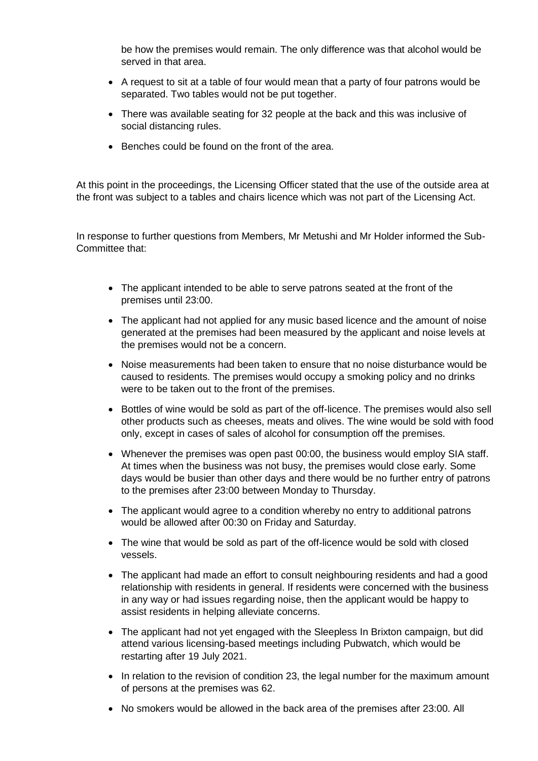be how the premises would remain. The only difference was that alcohol would be served in that area.

- A request to sit at a table of four would mean that a party of four patrons would be separated. Two tables would not be put together.
- There was available seating for 32 people at the back and this was inclusive of social distancing rules.
- Benches could be found on the front of the area.

At this point in the proceedings, the Licensing Officer stated that the use of the outside area at the front was subject to a tables and chairs licence which was not part of the Licensing Act.

In response to further questions from Members, Mr Metushi and Mr Holder informed the Sub-Committee that:

- The applicant intended to be able to serve patrons seated at the front of the premises until 23:00.
- The applicant had not applied for any music based licence and the amount of noise generated at the premises had been measured by the applicant and noise levels at the premises would not be a concern.
- Noise measurements had been taken to ensure that no noise disturbance would be caused to residents. The premises would occupy a smoking policy and no drinks were to be taken out to the front of the premises.
- Bottles of wine would be sold as part of the off-licence. The premises would also sell other products such as cheeses, meats and olives. The wine would be sold with food only, except in cases of sales of alcohol for consumption off the premises.
- Whenever the premises was open past 00:00, the business would employ SIA staff. At times when the business was not busy, the premises would close early. Some days would be busier than other days and there would be no further entry of patrons to the premises after 23:00 between Monday to Thursday.
- The applicant would agree to a condition whereby no entry to additional patrons would be allowed after 00:30 on Friday and Saturday.
- The wine that would be sold as part of the off-licence would be sold with closed vessels.
- The applicant had made an effort to consult neighbouring residents and had a good relationship with residents in general. If residents were concerned with the business in any way or had issues regarding noise, then the applicant would be happy to assist residents in helping alleviate concerns.
- The applicant had not yet engaged with the Sleepless In Brixton campaign, but did attend various licensing-based meetings including Pubwatch, which would be restarting after 19 July 2021.
- In relation to the revision of condition 23, the legal number for the maximum amount of persons at the premises was 62.
- No smokers would be allowed in the back area of the premises after 23:00. All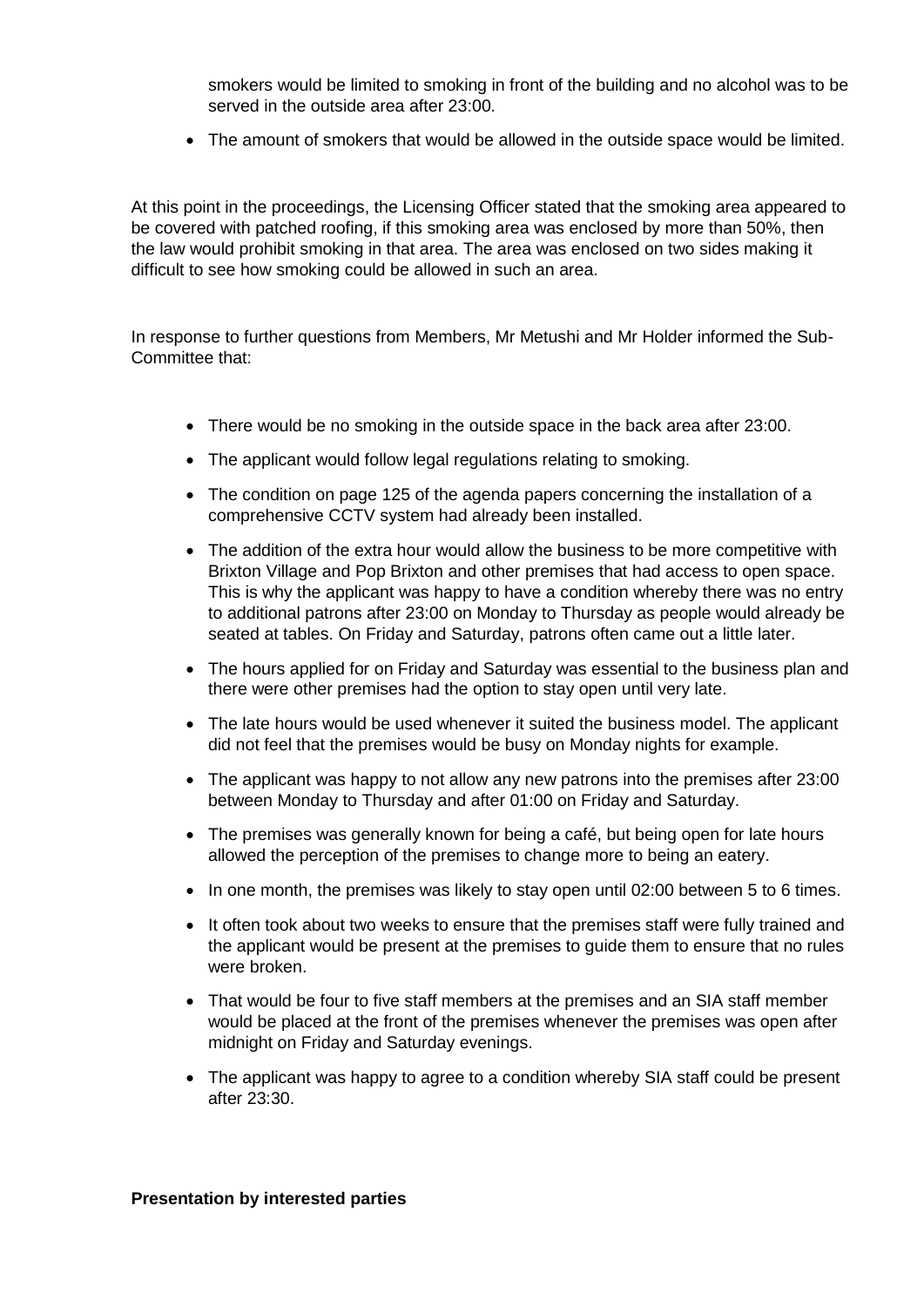smokers would be limited to smoking in front of the building and no alcohol was to be served in the outside area after 23:00.

- The amount of smokers that would be allowed in the outside space would be limited.

At this point in the proceedings, the Licensing Officer stated that the smoking area appeared to be covered with patched roofing, if this smoking area was enclosed by more than 50%, then the law would prohibit smoking in that area. The area was enclosed on two sides making it difficult to see how smoking could be allowed in such an area.

In response to further questions from Members, Mr Metushi and Mr Holder informed the Sub-Committee that:

- There would be no smoking in the outside space in the back area after 23:00.
- The applicant would follow legal regulations relating to smoking.
- The condition on page 125 of the agenda papers concerning the installation of a comprehensive CCTV system had already been installed.
- The addition of the extra hour would allow the business to be more competitive with Brixton Village and Pop Brixton and other premises that had access to open space. This is why the applicant was happy to have a condition whereby there was no entry to additional patrons after 23:00 on Monday to Thursday as people would already be seated at tables. On Friday and Saturday, patrons often came out a little later.
- The hours applied for on Friday and Saturday was essential to the business plan and there were other premises had the option to stay open until very late.
- The late hours would be used whenever it suited the business model. The applicant did not feel that the premises would be busy on Monday nights for example.
- The applicant was happy to not allow any new patrons into the premises after 23:00 between Monday to Thursday and after 01:00 on Friday and Saturday.
- The premises was generally known for being a café, but being open for late hours allowed the perception of the premises to change more to being an eatery.
- In one month, the premises was likely to stay open until 02:00 between 5 to 6 times.
- It often took about two weeks to ensure that the premises staff were fully trained and the applicant would be present at the premises to guide them to ensure that no rules were broken.
- That would be four to five staff members at the premises and an SIA staff member would be placed at the front of the premises whenever the premises was open after midnight on Friday and Saturday evenings.
- The applicant was happy to agree to a condition whereby SIA staff could be present after 23:30.

**Presentation by interested parties**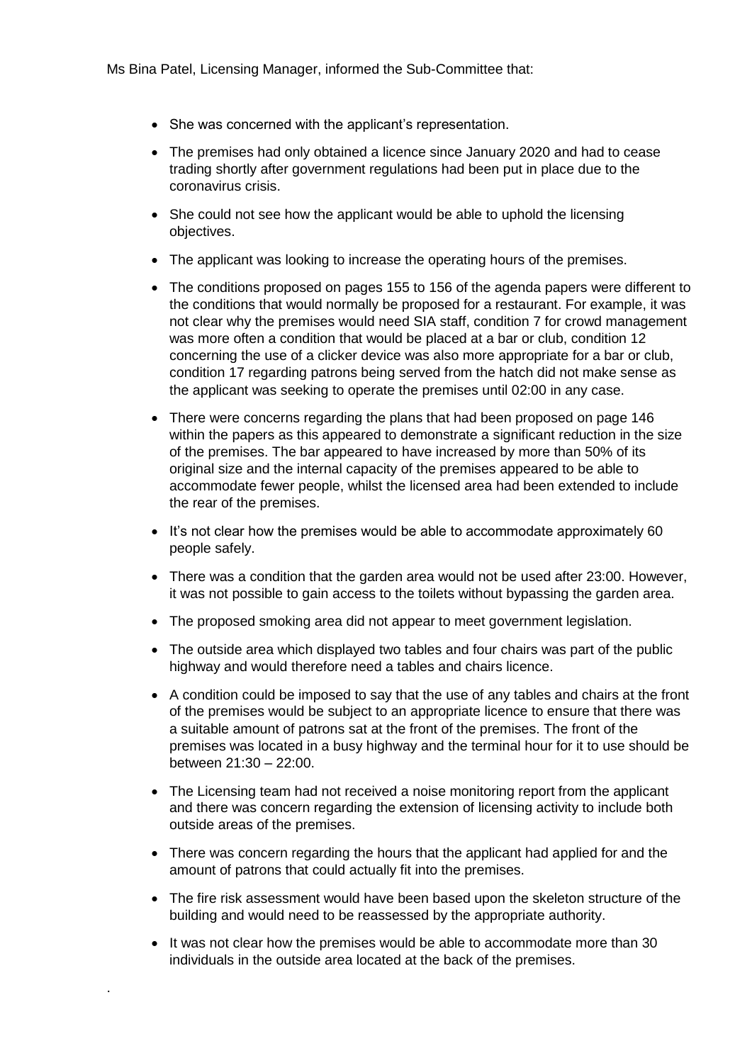Ms Bina Patel, Licensing Manager, informed the Sub-Committee that:

- She was concerned with the applicant's representation.
- The premises had only obtained a licence since January 2020 and had to cease trading shortly after government regulations had been put in place due to the coronavirus crisis.
- She could not see how the applicant would be able to uphold the licensing objectives.
- The applicant was looking to increase the operating hours of the premises.
- The conditions proposed on pages 155 to 156 of the agenda papers were different to the conditions that would normally be proposed for a restaurant. For example, it was not clear why the premises would need SIA staff, condition 7 for crowd management was more often a condition that would be placed at a bar or club, condition 12 concerning the use of a clicker device was also more appropriate for a bar or club, condition 17 regarding patrons being served from the hatch did not make sense as the applicant was seeking to operate the premises until 02:00 in any case.
- There were concerns regarding the plans that had been proposed on page 146 within the papers as this appeared to demonstrate a significant reduction in the size of the premises. The bar appeared to have increased by more than 50% of its original size and the internal capacity of the premises appeared to be able to accommodate fewer people, whilst the licensed area had been extended to include the rear of the premises.
- It's not clear how the premises would be able to accommodate approximately 60 people safely.
- There was a condition that the garden area would not be used after 23:00. However, it was not possible to gain access to the toilets without bypassing the garden area.
- The proposed smoking area did not appear to meet government legislation.
- The outside area which displayed two tables and four chairs was part of the public highway and would therefore need a tables and chairs licence.
- A condition could be imposed to say that the use of any tables and chairs at the front of the premises would be subject to an appropriate licence to ensure that there was a suitable amount of patrons sat at the front of the premises. The front of the premises was located in a busy highway and the terminal hour for it to use should be between 21:30 – 22:00.
- The Licensing team had not received a noise monitoring report from the applicant and there was concern regarding the extension of licensing activity to include both outside areas of the premises.
- There was concern regarding the hours that the applicant had applied for and the amount of patrons that could actually fit into the premises.
- The fire risk assessment would have been based upon the skeleton structure of the building and would need to be reassessed by the appropriate authority.
- It was not clear how the premises would be able to accommodate more than 30 individuals in the outside area located at the back of the premises.

.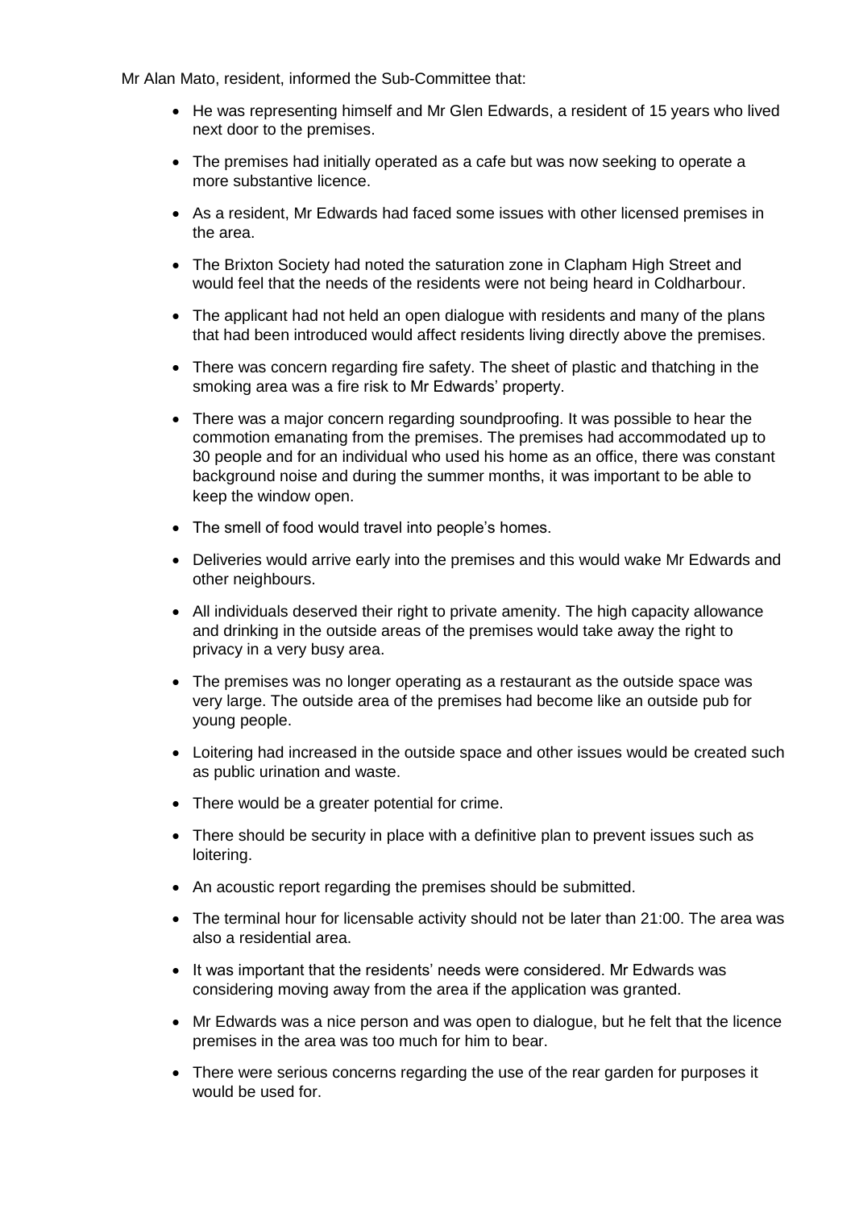Mr Alan Mato, resident, informed the Sub-Committee that:

- He was representing himself and Mr Glen Edwards, a resident of 15 years who lived next door to the premises.
- The premises had initially operated as a cafe but was now seeking to operate a more substantive licence.
- As a resident, Mr Edwards had faced some issues with other licensed premises in the area.
- The Brixton Society had noted the saturation zone in Clapham High Street and would feel that the needs of the residents were not being heard in Coldharbour.
- The applicant had not held an open dialogue with residents and many of the plans that had been introduced would affect residents living directly above the premises.
- There was concern regarding fire safety. The sheet of plastic and thatching in the smoking area was a fire risk to Mr Edwards' property.
- There was a major concern regarding soundproofing. It was possible to hear the commotion emanating from the premises. The premises had accommodated up to 30 people and for an individual who used his home as an office, there was constant background noise and during the summer months, it was important to be able to keep the window open.
- The smell of food would travel into people's homes.
- Deliveries would arrive early into the premises and this would wake Mr Edwards and other neighbours.
- All individuals deserved their right to private amenity. The high capacity allowance and drinking in the outside areas of the premises would take away the right to privacy in a very busy area.
- The premises was no longer operating as a restaurant as the outside space was very large. The outside area of the premises had become like an outside pub for young people.
- Loitering had increased in the outside space and other issues would be created such as public urination and waste.
- There would be a greater potential for crime.
- There should be security in place with a definitive plan to prevent issues such as loitering.
- An acoustic report regarding the premises should be submitted.
- The terminal hour for licensable activity should not be later than 21:00. The area was also a residential area.
- It was important that the residents' needs were considered. Mr Edwards was considering moving away from the area if the application was granted.
- Mr Edwards was a nice person and was open to dialogue, but he felt that the licence premises in the area was too much for him to bear.
- There were serious concerns regarding the use of the rear garden for purposes it would be used for.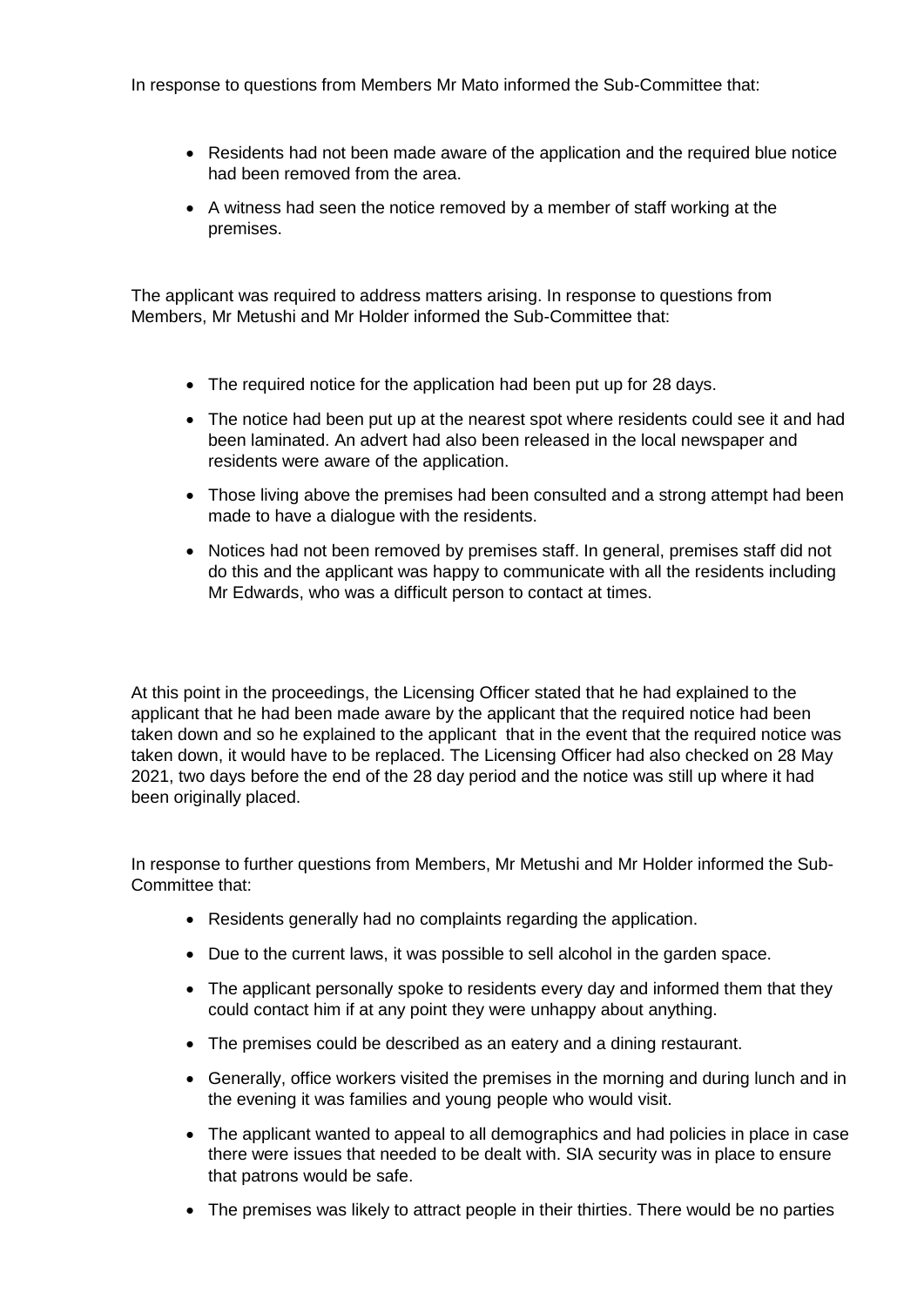In response to questions from Members Mr Mato informed the Sub-Committee that:

- Residents had not been made aware of the application and the required blue notice had been removed from the area.
- A witness had seen the notice removed by a member of staff working at the premises.

The applicant was required to address matters arising. In response to questions from Members, Mr Metushi and Mr Holder informed the Sub-Committee that:

- The required notice for the application had been put up for 28 days.
- The notice had been put up at the nearest spot where residents could see it and had been laminated. An advert had also been released in the local newspaper and residents were aware of the application.
- Those living above the premises had been consulted and a strong attempt had been made to have a dialogue with the residents.
- Notices had not been removed by premises staff. In general, premises staff did not do this and the applicant was happy to communicate with all the residents including Mr Edwards, who was a difficult person to contact at times.

At this point in the proceedings, the Licensing Officer stated that he had explained to the applicant that he had been made aware by the applicant that the required notice had been taken down and so he explained to the applicant that in the event that the required notice was taken down, it would have to be replaced. The Licensing Officer had also checked on 28 May 2021, two days before the end of the 28 day period and the notice was still up where it had been originally placed.

In response to further questions from Members, Mr Metushi and Mr Holder informed the Sub-Committee that:

- Residents generally had no complaints regarding the application.
- Due to the current laws, it was possible to sell alcohol in the garden space.
- The applicant personally spoke to residents every day and informed them that they could contact him if at any point they were unhappy about anything.
- The premises could be described as an eatery and a dining restaurant.
- Generally, office workers visited the premises in the morning and during lunch and in the evening it was families and young people who would visit.
- The applicant wanted to appeal to all demographics and had policies in place in case there were issues that needed to be dealt with. SIA security was in place to ensure that patrons would be safe.
- The premises was likely to attract people in their thirties. There would be no parties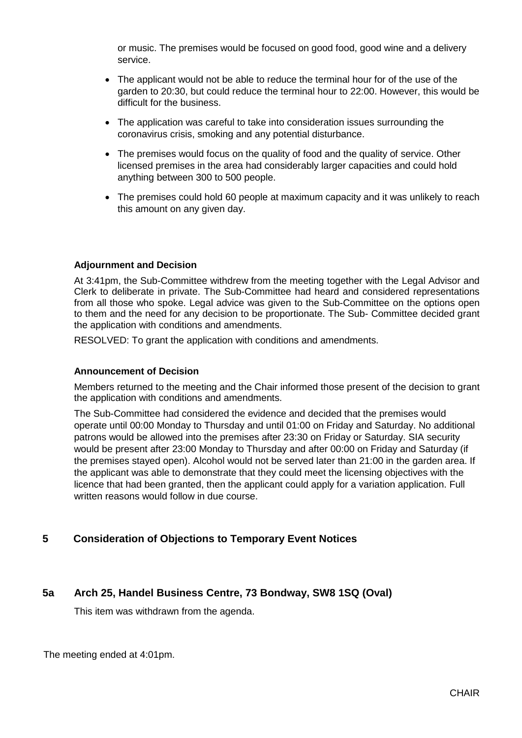or music. The premises would be focused on good food, good wine and a delivery service.

- The applicant would not be able to reduce the terminal hour for of the use of the garden to 20:30, but could reduce the terminal hour to 22:00. However, this would be difficult for the business.
- The application was careful to take into consideration issues surrounding the coronavirus crisis, smoking and any potential disturbance.
- The premises would focus on the quality of food and the quality of service. Other licensed premises in the area had considerably larger capacities and could hold anything between 300 to 500 people.
- The premises could hold 60 people at maximum capacity and it was unlikely to reach this amount on any given day.

**Adjournment and Decision**

At 3:41pm, the Sub-Committee withdrew from the meeting together with the Legal Advisor and Clerk to deliberate in private. The Sub-Committee had heard and considered representations from all those who spoke. Legal advice was given to the Sub-Committee on the options open to them and the need for any decision to be proportionate. The Sub- Committee decided grant the application with conditions and amendments.

RESOLVED: To grant the application with conditions and amendments.

**Announcement of Decision**

Members returned to the meeting and the Chair informed those present of the decision to grant the application with conditions and amendments.

The Sub-Committee had considered the evidence and decided that the premises would operate until 00:00 Monday to Thursday and until 01:00 on Friday and Saturday. No additional patrons would be allowed into the premises after 23:30 on Friday or Saturday. SIA security would be present after 23:00 Monday to Thursday and after 00:00 on Friday and Saturday (if the premises stayed open). Alcohol would not be served later than 21:00 in the garden area. If the applicant was able to demonstrate that they could meet the licensing objectives with the licence that had been granted, then the applicant could apply for a variation application. Full written reasons would follow in due course.

## 5 Consideration of Objections to Temporary Event Notices

### 5a Arch 25, Handel Business Centre, 73 Bondway, SW8 1SQ (Oval)

This item was withdrawn from the agenda.

The meeting ended at 4:01pm.

CHAIR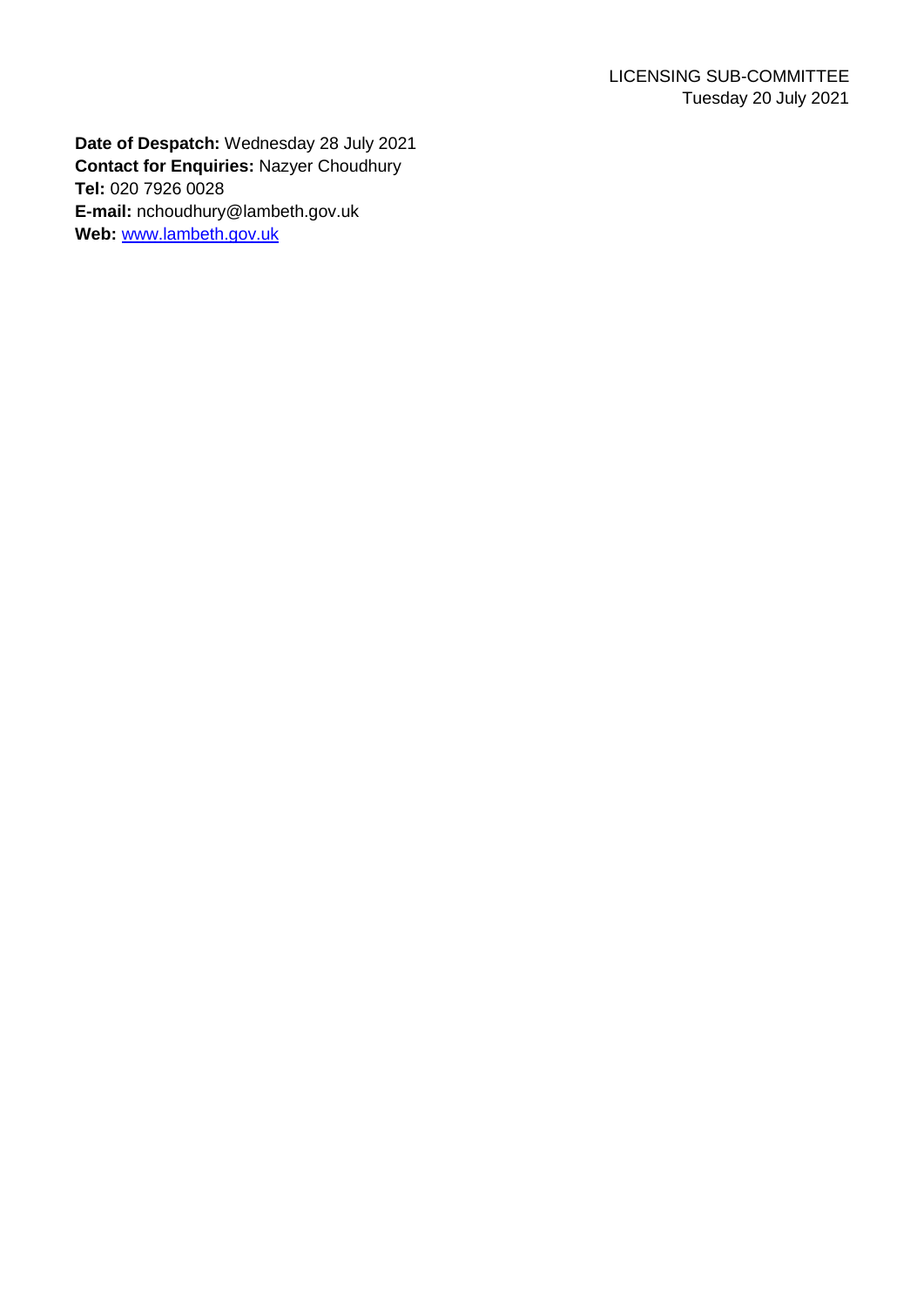LICENSING SUB-COMMITTEE
Tuesday 20 July 2021

**Date of Despatch:** Wednesday 28 July 2021
**Contact for Enquiries:** Nazyer Choudhury
**Tel:** 020 7926 0028
**E-mail:** nchoudhury@lambeth.gov.uk
**Web:** [www.lambeth.gov.uk](http://www.lambeth.gov.uk)